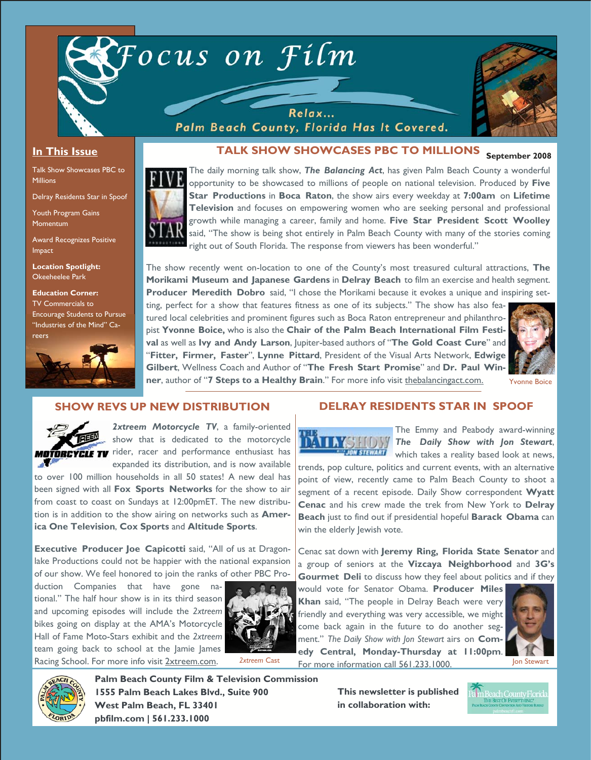# Focus on Film

Relax...
Palm Beach County, Florida Has It Covered.

## In This Issue

- Talk Show Showcases PBC to Millions
- Delray Residents Star in Spoof
- Youth Program Gains Momentum
- Award Recognizes Positive Impact
- **Location Spotlight:** Okeeheelee Park
- **Education Corner:** TV Commercials to Encourage Students to Pursue "Industries of the Mind" Careers

## TALK SHOW SHOWCASES PBC TO MILLIONS

**September 2008**

The daily morning talk show, ***The Balancing Act***, has given Palm Beach County a wonderful opportunity to be showcased to millions of people on national television. Produced by **Five Star Productions** in **Boca Raton**, the show airs every weekday at **7:00am** on **Lifetime Television** and focuses on empowering women who are seeking personal and professional growth while managing a career, family and home. **Five Star President Scott Woolley** said, "The show is being shot entirely in Palm Beach County with many of the stories coming right out of South Florida. The response from viewers has been wonderful."

The show recently went on-location to one of the County's most treasured cultural attractions, **The Morikami Museum and Japanese Gardens** in **Delray Beach** to film an exercise and health segment. **Producer Meredith Dobro** said, "I chose the Morikami because it evokes a unique and inspiring setting, perfect for a show that features fitness as one of its subjects." The show has also featured local celebrities and prominent figures such as Boca Raton entrepreneur and philanthropist **Yvonne Boice,** who is also the **Chair of the Palm Beach International Film Festival** as well as **Ivy and Andy Larson**, Jupiter-based authors of "**The Gold Coast Cure**" and "**Fitter, Firmer, Faster**", **Lynne Pittard**, President of the Visual Arts Network, **Edwige Gilbert**, Wellness Coach and Author of "**The Fresh Start Promise**" and **Dr. Paul Winner**, author of "**7 Steps to a Healthy Brain**." For more info visit thebalancingact.com.

Yvonne Boice

## SHOW REVS UP NEW DISTRIBUTION

***2xtreem Motorcycle TV***, a family-oriented show that is dedicated to the motorcycle rider, racer and performance enthusiast has expanded its distribution, and is now available to over 100 million households in all 50 states! A new deal has been signed with all **Fox Sports Networks** for the show to air from coast to coast on Sundays at 12:00pmET. The new distribution is in addition to the show airing on networks such as **America One Television**, **Cox Sports** and **Altitude Sports**.

**Executive Producer Joe Capicotti** said, "All of us at Dragonlake Productions could not be happier with the national expansion of our show. We feel honored to join the ranks of other PBC Production Companies that have gone national." The half hour show is in its third season and upcoming episodes will include the *2xtreem* bikes going on display at the AMA's Motorcycle Hall of Fame Moto-Stars exhibit and the *2xtreem* team going back to school at the Jamie James Racing School. For more info visit 2xtreem.com.

*2xtreem* Cast

## DELRAY RESIDENTS STAR IN SPOOF

The Emmy and Peabody award-winning ***The Daily Show with Jon Stewart***, which takes a reality based look at news, trends, pop culture, politics and current events, with an alternative point of view, recently came to Palm Beach County to shoot a segment of a recent episode. Daily Show correspondent **Wyatt Cenac** and his crew made the trek from New York to **Delray Beach** just to find out if presidential hopeful **Barack Obama** can win the elderly Jewish vote.

Cenac sat down with **Jeremy Ring, Florida State Senator** and a group of seniors at the **Vizcaya Neighborhood** and **3G's Gourmet Deli** to discuss how they feel about politics and if they would vote for Senator Obama. **Producer Miles Khan** said, "The people in Delray Beach were very friendly and everything was very accessible, we might come back again in the future to do another segment." *The Daily Show with Jon Stewart* airs on **Comedy Central, Monday-Thursday at 11:00pm**. For more information call 561.233.1000.

Jon Stewart

**Palm Beach County Film & Television Commission**
**1555 Palm Beach Lakes Blvd., Suite 900**
**West Palm Beach, FL 33401**
**pbfilm.com | 561.233.1000**

**This newsletter is published in collaboration with:**

Palm Beach County Florida — The Best Of Everything — Palm Beach County Convention And Visitors Bureau — palmbeachfl.com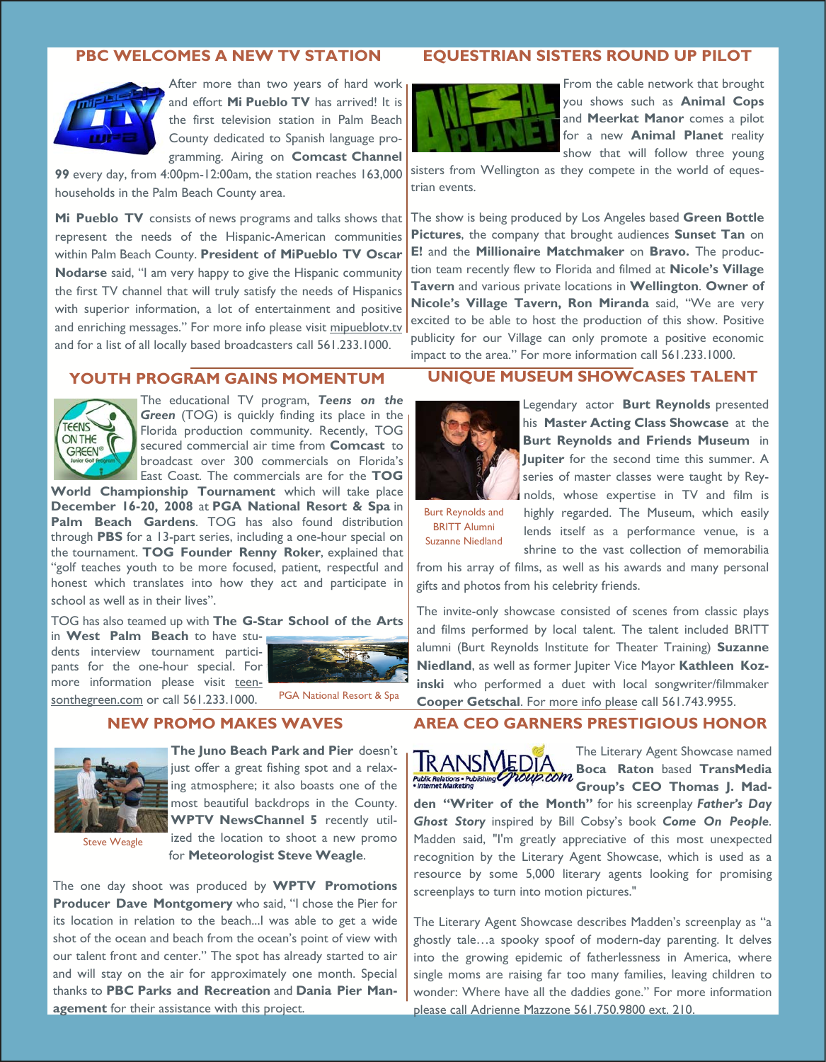## PBC WELCOMES A NEW TV STATION

After more than two years of hard work and effort **Mi Pueblo TV** has arrived! It is the first television station in Palm Beach County dedicated to Spanish language programming. Airing on **Comcast Channel 99** every day, from 4:00pm-12:00am, the station reaches 163,000 households in the Palm Beach County area.

**Mi Pueblo TV** consists of news programs and talks shows that represent the needs of the Hispanic-American communities within Palm Beach County. **President of MiPueblo TV Oscar Nodarse** said, "I am very happy to give the Hispanic community the first TV channel that will truly satisfy the needs of Hispanics with superior information, a lot of entertainment and positive and enriching messages." For more info please visit mipueblotv.tv and for a list of all locally based broadcasters call 561.233.1000.

## EQUESTRIAN SISTERS ROUND UP PILOT

From the cable network that brought you shows such as **Animal Cops** and **Meerkat Manor** comes a pilot for a new **Animal Planet** reality show that will follow three young sisters from Wellington as they compete in the world of equestrian events.

The show is being produced by Los Angeles based **Green Bottle Pictures**, the company that brought audiences **Sunset Tan** on **E!** and the **Millionaire Matchmaker** on **Bravo.** The production team recently flew to Florida and filmed at **Nicole's Village Tavern** and various private locations in **Wellington**. **Owner of Nicole's Village Tavern, Ron Miranda** said, "We are very excited to be able to host the production of this show. Positive publicity for our Village can only promote a positive economic impact to the area." For more information call 561.233.1000.

## YOUTH PROGRAM GAINS MOMENTUM

The educational TV program, ***Teens on the Green*** (TOG) is quickly finding its place in the Florida production community. Recently, TOG secured commercial air time from **Comcast** to broadcast over 300 commercials on Florida's East Coast. The commercials are for the **TOG World Championship Tournament** which will take place **December 16-20, 2008** at **PGA National Resort & Spa** in **Palm Beach Gardens**. TOG has also found distribution through **PBS** for a 13-part series, including a one-hour special on the tournament. **TOG Founder Renny Roker**, explained that "golf teaches youth to be more focused, patient, respectful and honest which translates into how they act and participate in school as well as in their lives".

TOG has also teamed up with **The G-Star School of the Arts** in **West Palm Beach** to have students interview tournament participants for the one-hour special. For more information please visit teensonthegreen.com or call 561.233.1000.

PGA National Resort & Spa

## UNIQUE MUSEUM SHOWCASES TALENT

Legendary actor **Burt Reynolds** presented his **Master Acting Class Showcase** at the **Burt Reynolds and Friends Museum** in **Jupiter** for the second time this summer. A series of master classes were taught by Reynolds, whose expertise in TV and film is highly regarded. The Museum, which easily lends itself as a performance venue, is a shrine to the vast collection of memorabilia from his array of films, as well as his awards and many personal gifts and photos from his celebrity friends.

Burt Reynolds and BRITT Alumni Suzanne Niedland

The invite-only showcase consisted of scenes from classic plays and films performed by local talent. The talent included BRITT alumni (Burt Reynolds Institute for Theater Training) **Suzanne Niedland**, as well as former Jupiter Vice Mayor **Kathleen Kozinski** who performed a duet with local songwriter/filmmaker **Cooper Getschal**. For more info please call 561.743.9955.

## NEW PROMO MAKES WAVES

**The Juno Beach Park and Pier** doesn't just offer a great fishing spot and a relaxing atmosphere; it also boasts one of the most beautiful backdrops in the County. **WPTV NewsChannel 5** recently utilized the location to shoot a new promo for **Meteorologist Steve Weagle**.

Steve Weagle

The one day shoot was produced by **WPTV Promotions Producer Dave Montgomery** who said, "I chose the Pier for its location in relation to the beach...I was able to get a wide shot of the ocean and beach from the ocean's point of view with our talent front and center." The spot has already started to air and will stay on the air for approximately one month. Special thanks to **PBC Parks and Recreation** and **Dania Pier Management** for their assistance with this project.

## AREA CEO GARNERS PRESTIGIOUS HONOR

The Literary Agent Showcase named **Boca Raton** based **TransMedia Group's CEO Thomas J. Madden "Writer of the Month"** for his screenplay ***Father's Day Ghost Story*** inspired by Bill Cobsy's book ***Come On People***. Madden said, "I'm greatly appreciative of this most unexpected recognition by the Literary Agent Showcase, which is used as a resource by some 5,000 literary agents looking for promising screenplays to turn into motion pictures."

The Literary Agent Showcase describes Madden's screenplay as "a ghostly tale…a spooky spoof of modern-day parenting. It delves into the growing epidemic of fatherlessness in America, where single moms are raising far too many families, leaving children to wonder: Where have all the daddies gone." For more information please call Adrienne Mazzone 561.750.9800 ext. 210.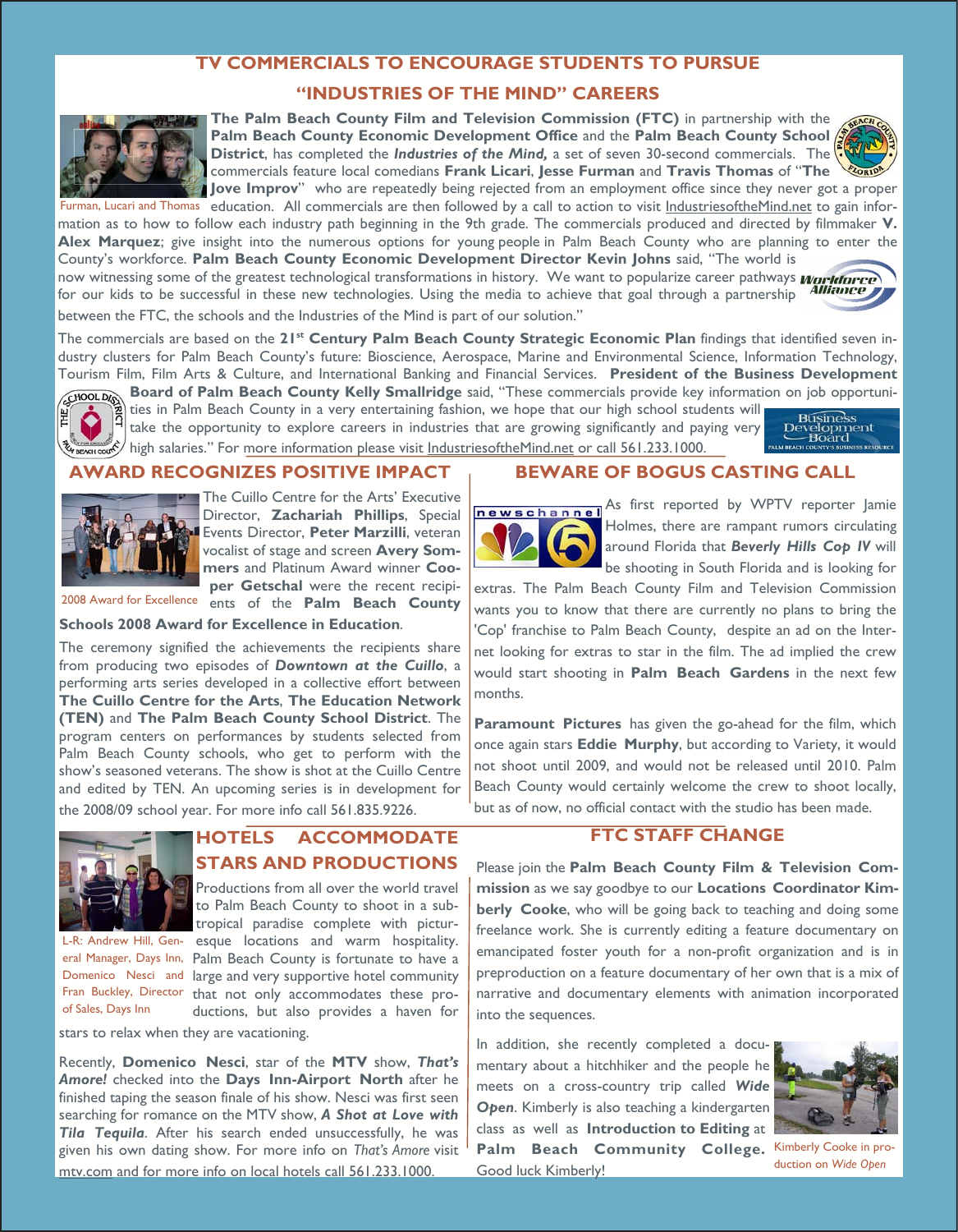## TV COMMERCIALS TO ENCOURAGE STUDENTS TO PURSUE "INDUSTRIES OF THE MIND" CAREERS

Furman, Lucari and Thomas

**The Palm Beach County Film and Television Commission (FTC)** in partnership with the **Palm Beach County Economic Development Office** and the **Palm Beach County School District**, has completed the ***Industries of the Mind,*** a set of seven 30-second commercials. The commercials feature local comedians **Frank Licari**, **Jesse Furman** and **Travis Thomas** of "**The Jove Improv**" who are repeatedly being rejected from an employment office since they never got a proper education. All commercials are then followed by a call to action to visit IndustriesoftheMind.net to gain information as to how to follow each industry path beginning in the 9th grade. The commercials produced and directed by filmmaker **V. Alex Marquez**; give insight into the numerous options for young people in Palm Beach County who are planning to enter the County's workforce. **Palm Beach County Economic Development Director Kevin Johns** said, "The world is now witnessing some of the greatest technological transformations in history. We want to popularize career pathways for our kids to be successful in these new technologies. Using the media to achieve that goal through a partnership between the FTC, the schools and the Industries of the Mind is part of our solution."

The commercials are based on the **21st Century Palm Beach County Strategic Economic Plan** findings that identified seven industry clusters for Palm Beach County's future: Bioscience, Aerospace, Marine and Environmental Science, Information Technology, Tourism Film, Film Arts & Culture, and International Banking and Financial Services. **President of the Business Development Board of Palm Beach County Kelly Smallridge** said, "These commercials provide key information on job opportunities in Palm Beach County in a very entertaining fashion, we hope that our high school students will take the opportunity to explore careers in industries that are growing significantly and paying very high salaries." For more information please visit IndustriesoftheMind.net or call 561.233.1000.

## AWARD RECOGNIZES POSITIVE IMPACT

2008 Award for Excellence

The Cuillo Centre for the Arts' Executive Director, **Zachariah Phillips**, Special Events Director, **Peter Marzilli**, veteran vocalist of stage and screen **Avery Sommers** and Platinum Award winner **Cooper Getschal** were the recent recipients of the **Palm Beach County Schools 2008 Award for Excellence in Education**.

The ceremony signified the achievements the recipients share from producing two episodes of ***Downtown at the Cuillo***, a performing arts series developed in a collective effort between **The Cuillo Centre for the Arts**, **The Education Network (TEN)** and **The Palm Beach County School District**. The program centers on performances by students selected from Palm Beach County schools, who get to perform with the show's seasoned veterans. The show is shot at the Cuillo Centre and edited by TEN. An upcoming series is in development for the 2008/09 school year. For more info call 561.835.9226.

## BEWARE OF BOGUS CASTING CALL

As first reported by WPTV reporter Jamie Holmes, there are rampant rumors circulating around Florida that ***Beverly Hills Cop IV*** will be shooting in South Florida and is looking for extras. The Palm Beach County Film and Television Commission wants you to know that there are currently no plans to bring the 'Cop' franchise to Palm Beach County, despite an ad on the Internet looking for extras to star in the film. The ad implied the crew would start shooting in **Palm Beach Gardens** in the next few months.

**Paramount Pictures** has given the go-ahead for the film, which once again stars **Eddie Murphy**, but according to Variety, it would not shoot until 2009, and would not be released until 2010. Palm Beach County would certainly welcome the crew to shoot locally, but as of now, no official contact with the studio has been made.

## HOTELS ACCOMMODATE STARS AND PRODUCTIONS

L-R: Andrew Hill, General Manager, Days Inn, Domenico Nesci and Fran Buckley, Director of Sales, Days Inn

Productions from all over the world travel to Palm Beach County to shoot in a subtropical paradise complete with picturesque locations and warm hospitality. Palm Beach County is fortunate to have a large and very supportive hotel community that not only accommodates these productions, but also provides a haven for stars to relax when they are vacationing.

Recently, **Domenico Nesci**, star of the **MTV** show, ***That's Amore!*** checked into the **Days Inn-Airport North** after he finished taping the season finale of his show. Nesci was first seen searching for romance on the MTV show, ***A Shot at Love with Tila Tequila***. After his search ended unsuccessfully, he was given his own dating show. For more info on *That's Amore* visit mtv.com and for more info on local hotels call 561.233.1000.

## FTC STAFF CHANGE

Please join the **Palm Beach County Film & Television Commission** as we say goodbye to our **Locations Coordinator Kimberly Cooke**, who will be going back to teaching and doing some freelance work. She is currently editing a feature documentary on emancipated foster youth for a non-profit organization and is in preproduction on a feature documentary of her own that is a mix of narrative and documentary elements with animation incorporated into the sequences.

In addition, she recently completed a documentary about a hitchhiker and the people he meets on a cross-country trip called ***Wide Open***. Kimberly is also teaching a kindergarten class as well as **Introduction to Editing** at **Palm Beach Community College.** Good luck Kimberly!

Kimberly Cooke in production on *Wide Open*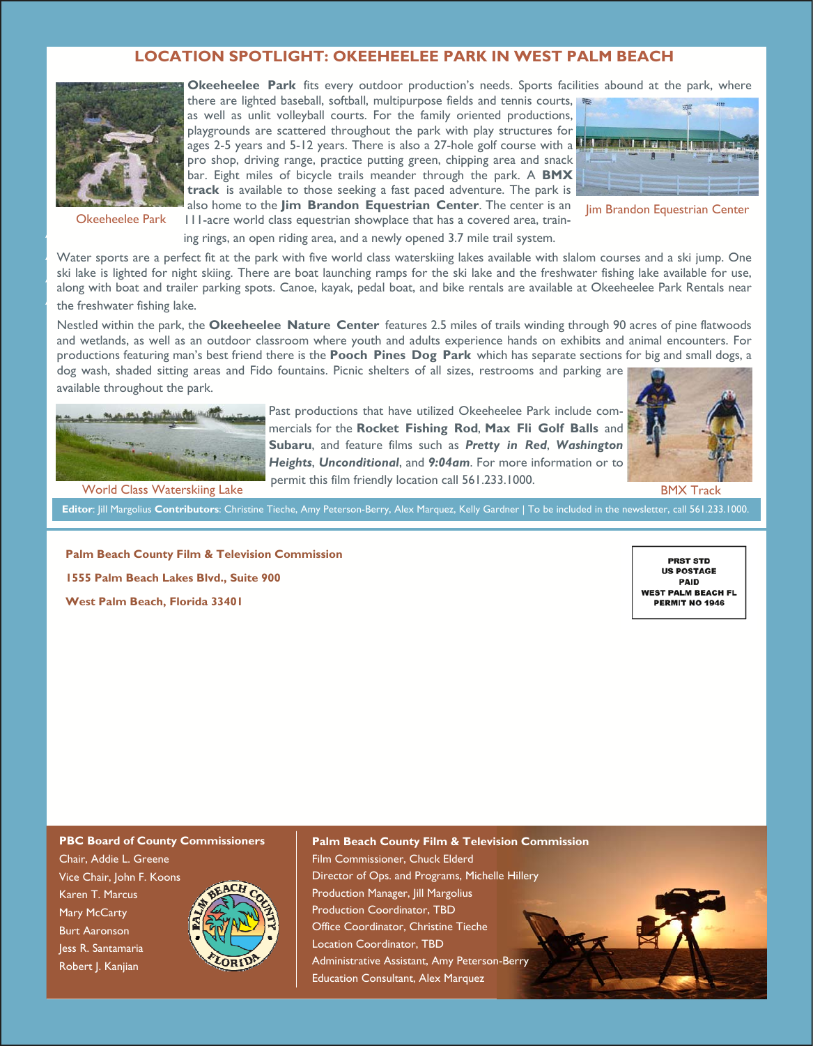## LOCATION SPOTLIGHT: OKEEHEELEE PARK IN WEST PALM BEACH

Okeeheelee Park

**Okeeheelee Park** fits every outdoor production's needs. Sports facilities abound at the park, where there are lighted baseball, softball, multipurpose fields and tennis courts, as well as unlit volleyball courts. For the family oriented productions, playgrounds are scattered throughout the park with play structures for ages 2-5 years and 5-12 years. There is also a 27-hole golf course with a pro shop, driving range, practice putting green, chipping area and snack bar. Eight miles of bicycle trails meander through the park. A **BMX track** is available to those seeking a fast paced adventure. The park is also home to the **Jim Brandon Equestrian Center**. The center is an 111-acre world class equestrian showplace that has a covered area, training rings, an open riding area, and a newly opened 3.7 mile trail system.

Jim Brandon Equestrian Center

Water sports are a perfect fit at the park with five world class waterskiing lakes available with slalom courses and a ski jump. One ski lake is lighted for night skiing. There are boat launching ramps for the ski lake and the freshwater fishing lake available for use, along with boat and trailer parking spots. Canoe, kayak, pedal boat, and bike rentals are available at Okeeheelee Park Rentals near the freshwater fishing lake.

Nestled within the park, the **Okeeheelee Nature Center** features 2.5 miles of trails winding through 90 acres of pine flatwoods and wetlands, as well as an outdoor classroom where youth and adults experience hands on exhibits and animal encounters. For productions featuring man's best friend there is the **Pooch Pines Dog Park** which has separate sections for big and small dogs, a dog wash, shaded sitting areas and Fido fountains. Picnic shelters of all sizes, restrooms and parking are available throughout the park.

Past productions that have utilized Okeeheelee Park include commercials for the **Rocket Fishing Rod**, **Max Fli Golf Balls** and **Subaru**, and feature films such as ***Pretty in Red***, ***Washington Heights***, ***Unconditional***, and ***9:04am***. For more information or to permit this film friendly location call 561.233.1000.

World Class Waterskiing Lake

BMX Track

**Editor**: Jill Margolius **Contributors**: Christine Tieche, Amy Peterson-Berry, Alex Marquez, Kelly Gardner | To be included in the newsletter, call 561.233.1000.

**Palm Beach County Film & Television Commission**

**1555 Palm Beach Lakes Blvd., Suite 900**

**West Palm Beach, Florida 33401**

PRST STD
US POSTAGE
PAID
WEST PALM BEACH FL
PERMIT NO 1946

**PBC Board of County Commissioners**

Chair, Addie L. Greene
Vice Chair, John F. Koons
Karen T. Marcus
Mary McCarty
Burt Aaronson
Jess R. Santamaria
Robert J. Kanjian

**Palm Beach County Film & Television Commission**

Film Commissioner, Chuck Elderd
Director of Ops. and Programs, Michelle Hillery
Production Manager, Jill Margolius
Production Coordinator, TBD
Office Coordinator, Christine Tieche
Location Coordinator, TBD
Administrative Assistant, Amy Peterson-Berry
Education Consultant, Alex Marquez